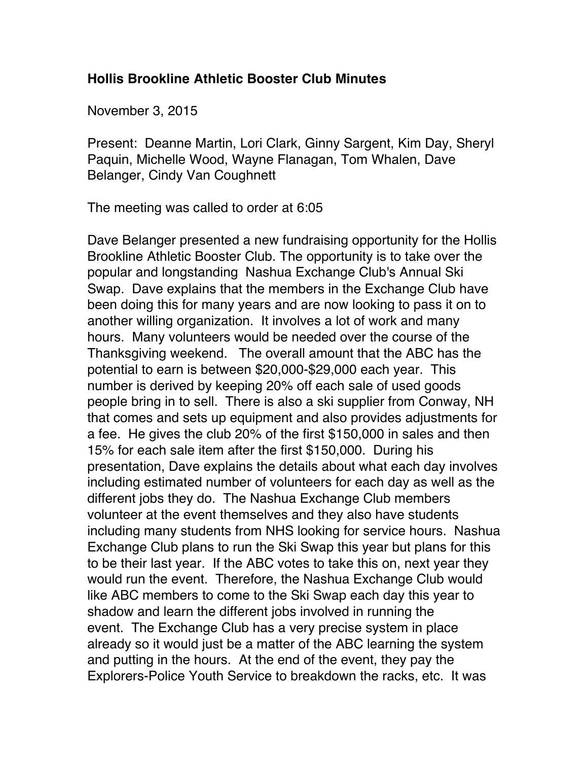# Hollis Brookline Athletic Booster Club Minutes

November 3, 2015

Present: Deanne Martin, Lori Clark, Ginny Sargent, Kim Day, Sheryl Paquin, Michelle Wood, Wayne Flanagan, Tom Whalen, Dave Belanger, Cindy Van Coughnett

The meeting was called to order at 6:05

Dave Belanger presented a new fundraising opportunity for the Hollis Brookline Athletic Booster Club. The opportunity is to take over the popular and longstanding Nashua Exchange Club's Annual Ski Swap. Dave explains that the members in the Exchange Club have been doing this for many years and are now looking to pass it on to another willing organization. It involves a lot of work and many hours. Many volunteers would be needed over the course of the Thanksgiving weekend. The overall amount that the ABC has the potential to earn is between $20,000-$29,000 each year. This number is derived by keeping 20% off each sale of used goods people bring in to sell. There is also a ski supplier from Conway, NH that comes and sets up equipment and also provides adjustments for a fee. He gives the club 20% of the first $150,000 in sales and then 15% for each sale item after the first $150,000. During his presentation, Dave explains the details about what each day involves including estimated number of volunteers for each day as well as the different jobs they do. The Nashua Exchange Club members volunteer at the event themselves and they also have students including many students from NHS looking for service hours. Nashua Exchange Club plans to run the Ski Swap this year but plans for this to be their last year. If the ABC votes to take this on, next year they would run the event. Therefore, the Nashua Exchange Club would like ABC members to come to the Ski Swap each day this year to shadow and learn the different jobs involved in running the event. The Exchange Club has a very precise system in place already so it would just be a matter of the ABC learning the system and putting in the hours. At the end of the event, they pay the Explorers-Police Youth Service to breakdown the racks, etc. It was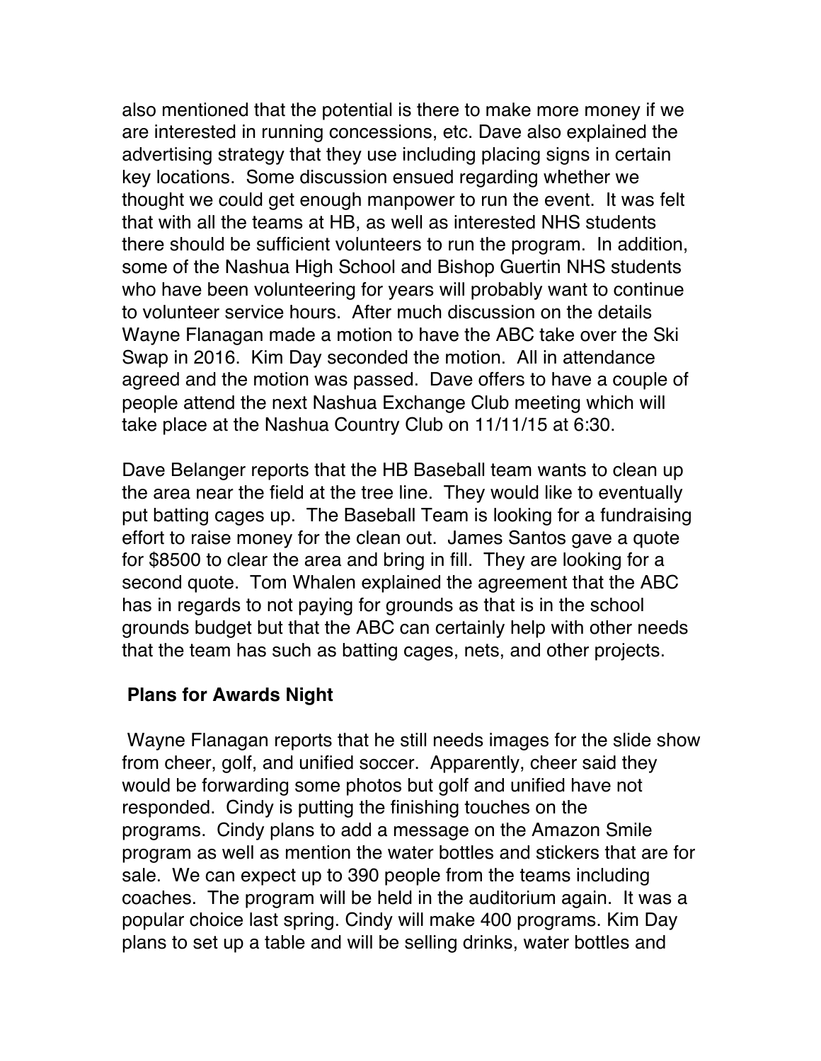also mentioned that the potential is there to make more money if we are interested in running concessions, etc. Dave also explained the advertising strategy that they use including placing signs in certain key locations. Some discussion ensued regarding whether we thought we could get enough manpower to run the event. It was felt that with all the teams at HB, as well as interested NHS students there should be sufficient volunteers to run the program. In addition, some of the Nashua High School and Bishop Guertin NHS students who have been volunteering for years will probably want to continue to volunteer service hours. After much discussion on the details Wayne Flanagan made a motion to have the ABC take over the Ski Swap in 2016. Kim Day seconded the motion. All in attendance agreed and the motion was passed. Dave offers to have a couple of people attend the next Nashua Exchange Club meeting which will take place at the Nashua Country Club on 11/11/15 at 6:30.

Dave Belanger reports that the HB Baseball team wants to clean up the area near the field at the tree line. They would like to eventually put batting cages up. The Baseball Team is looking for a fundraising effort to raise money for the clean out. James Santos gave a quote for $8500 to clear the area and bring in fill. They are looking for a second quote. Tom Whalen explained the agreement that the ABC has in regards to not paying for grounds as that is in the school grounds budget but that the ABC can certainly help with other needs that the team has such as batting cages, nets, and other projects.

**Plans for Awards Night**

Wayne Flanagan reports that he still needs images for the slide show from cheer, golf, and unified soccer. Apparently, cheer said they would be forwarding some photos but golf and unified have not responded. Cindy is putting the finishing touches on the programs. Cindy plans to add a message on the Amazon Smile program as well as mention the water bottles and stickers that are for sale. We can expect up to 390 people from the teams including coaches. The program will be held in the auditorium again. It was a popular choice last spring. Cindy will make 400 programs. Kim Day plans to set up a table and will be selling drinks, water bottles and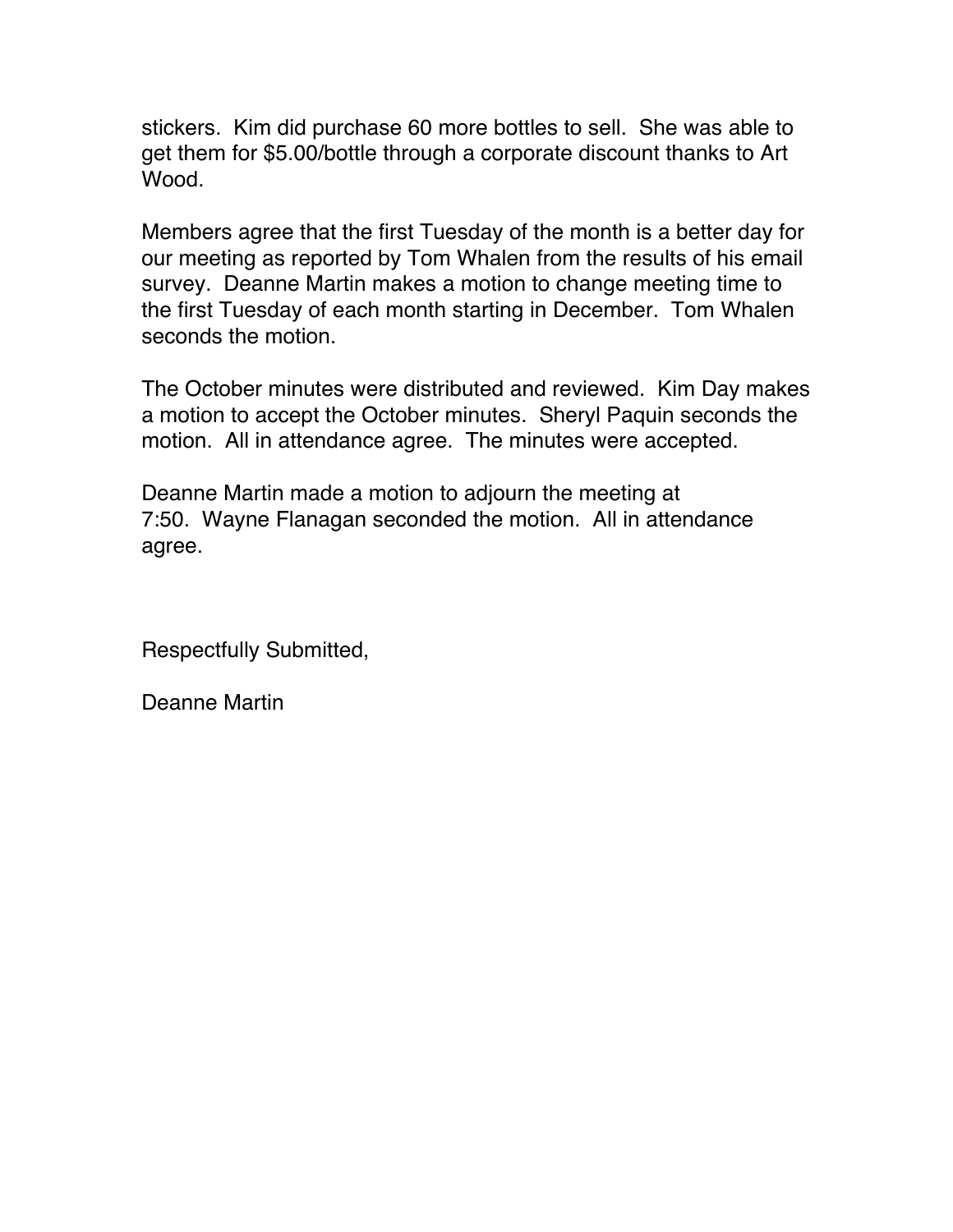stickers. Kim did purchase 60 more bottles to sell. She was able to get them for $5.00/bottle through a corporate discount thanks to Art Wood.

Members agree that the first Tuesday of the month is a better day for our meeting as reported by Tom Whalen from the results of his email survey. Deanne Martin makes a motion to change meeting time to the first Tuesday of each month starting in December. Tom Whalen seconds the motion.

The October minutes were distributed and reviewed. Kim Day makes a motion to accept the October minutes. Sheryl Paquin seconds the motion. All in attendance agree. The minutes were accepted.

Deanne Martin made a motion to adjourn the meeting at 7:50. Wayne Flanagan seconded the motion. All in attendance agree.

Respectfully Submitted,

Deanne Martin